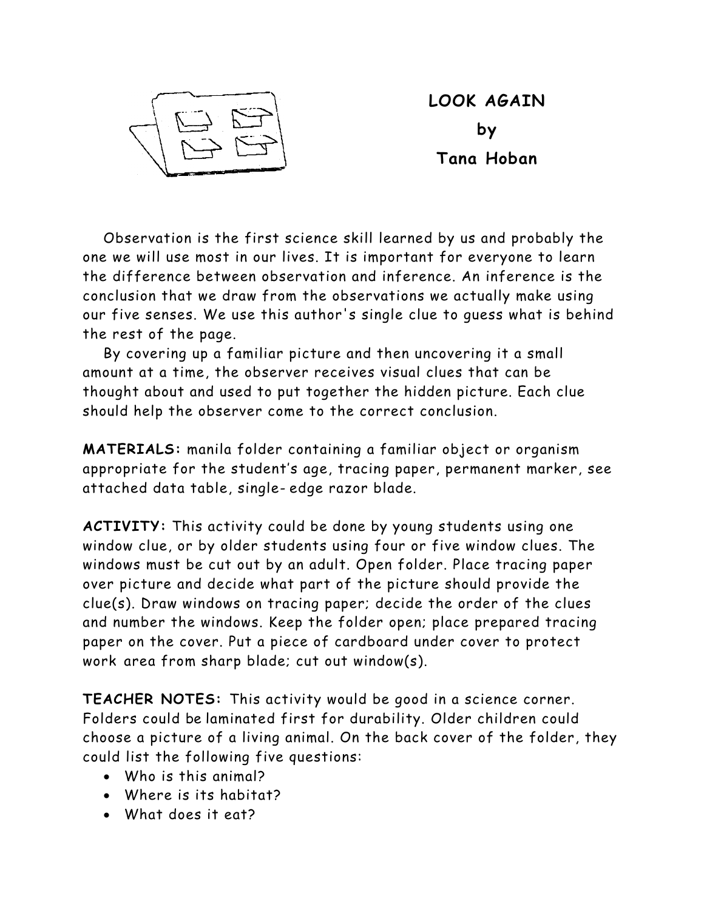# LOOK AGAIN

by

**Tana Hoban**

Observation is the first science skill learned by us and probably the one we will use most in our lives. It is important for everyone to learn the difference between observation and inference. An inference is the conclusion that we draw from the observations we actually make using our five senses. We use this author's single clue to guess what is behind the rest of the page.

By covering up a familiar picture and then uncovering it a small amount at a time, the observer receives visual clues that can be thought about and used to put together the hidden picture. Each clue should help the observer come to the correct conclusion.

**MATERIALS:** manila folder containing a familiar object or organism appropriate for the student's age, tracing paper, permanent marker, see attached data table, single- edge razor blade.

**ACTIVITY:** This activity could be done by young students using one window clue, or by older students using four or five window clues. The windows must be cut out by an adult. Open folder. Place tracing paper over picture and decide what part of the picture should provide the clue(s). Draw windows on tracing paper; decide the order of the clues and number the windows. Keep the folder open; place prepared tracing paper on the cover. Put a piece of cardboard under cover to protect work area from sharp blade; cut out window(s).

**TEACHER NOTES:** This activity would be good in a science corner. Folders could be laminated first for durability. Older children could choose a picture of a living animal. On the back cover of the folder, they could list the following five questions:

- Who is this animal?
- Where is its habitat?
- What does it eat?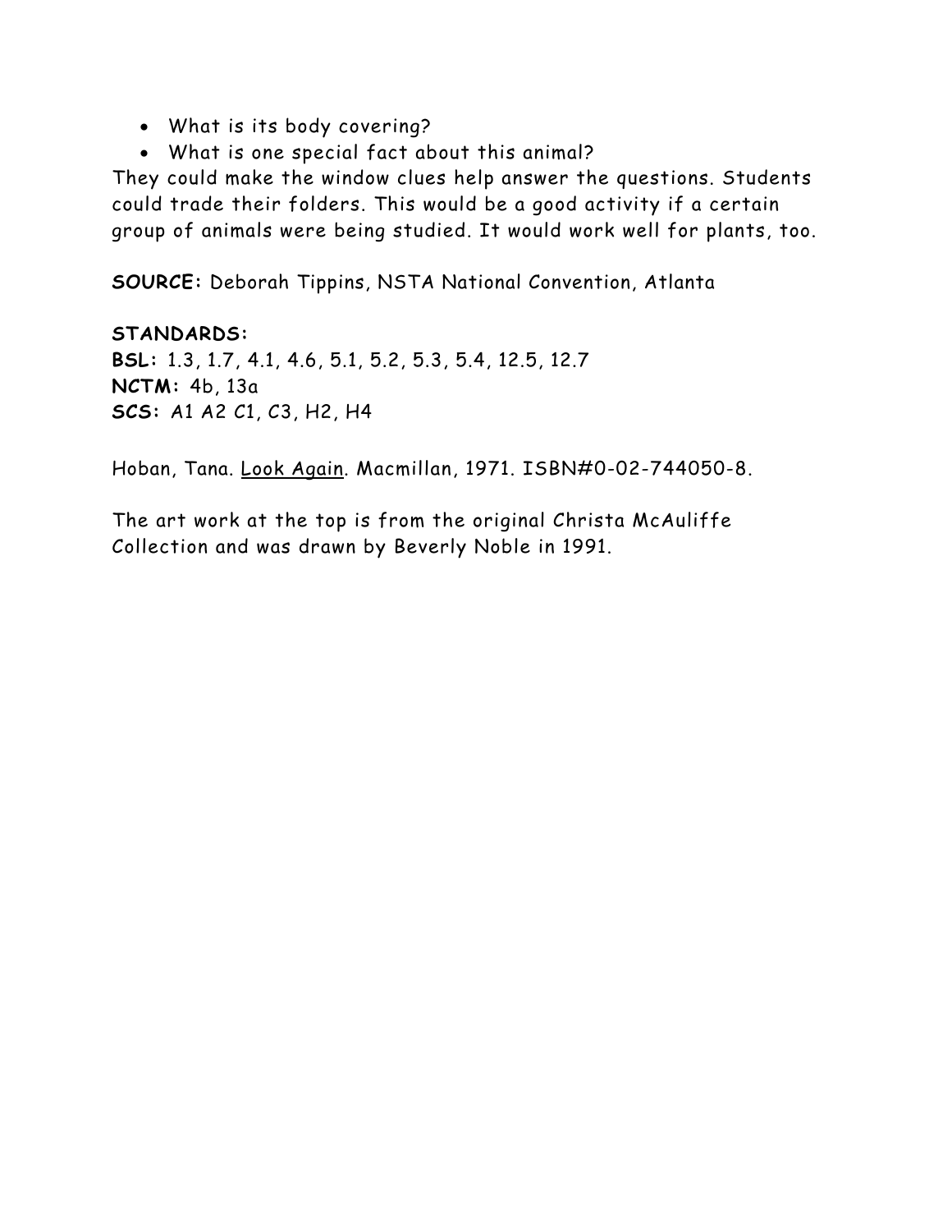- What is its body covering?
- What is one special fact about this animal?

They could make the window clues help answer the questions. Students could trade their folders. This would be a good activity if a certain group of animals were being studied. It would work well for plants, too.

**SOURCE:** Deborah Tippins, NSTA National Convention, Atlanta

**STANDARDS:**
**BSL:** 1.3, 1.7, 4.1, 4.6, 5.1, 5.2, 5.3, 5.4, 12.5, 12.7
**NCTM:** 4b, 13a
**SCS:** A1 A2 C1, C3, H2, H4

Hoban, Tana. Look Again. Macmillan, 1971. ISBN#0-02-744050-8.

The art work at the top is from the original Christa McAuliffe Collection and was drawn by Beverly Noble in 1991.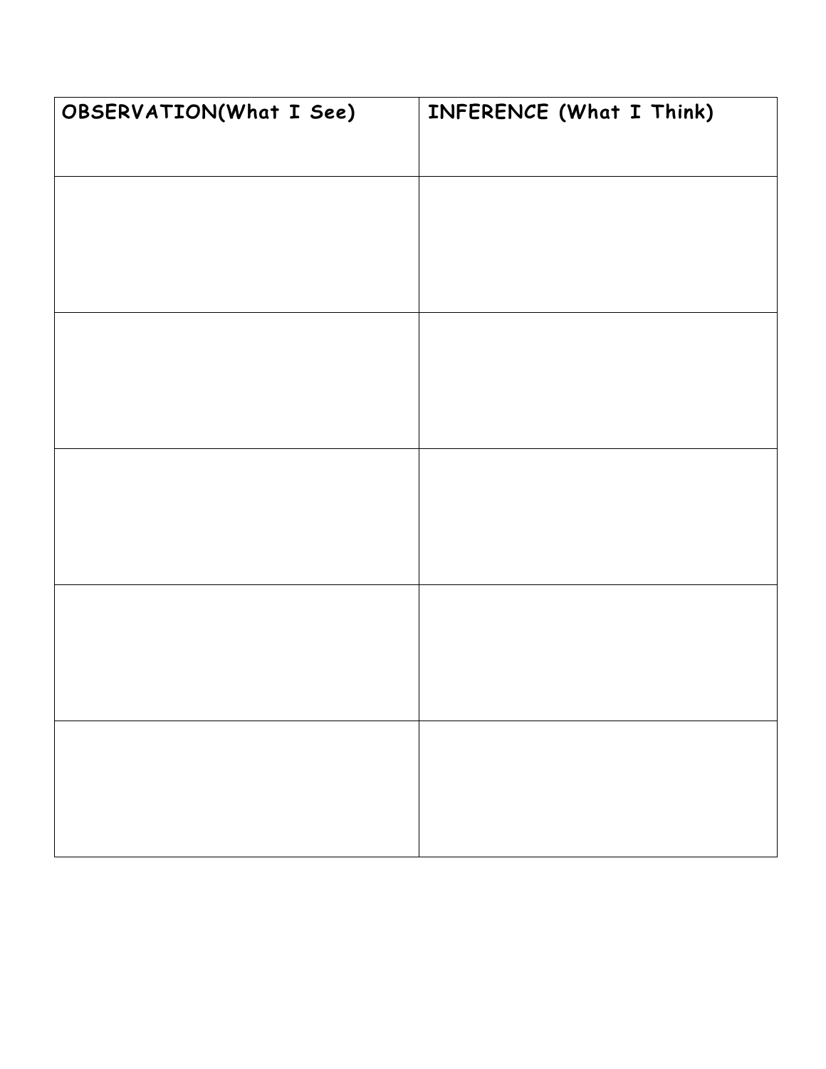| OBSERVATION(What I See) | INFERENCE (What I Think) |
| --- | --- |
| | |
| | |
| | |
| | |
| | |